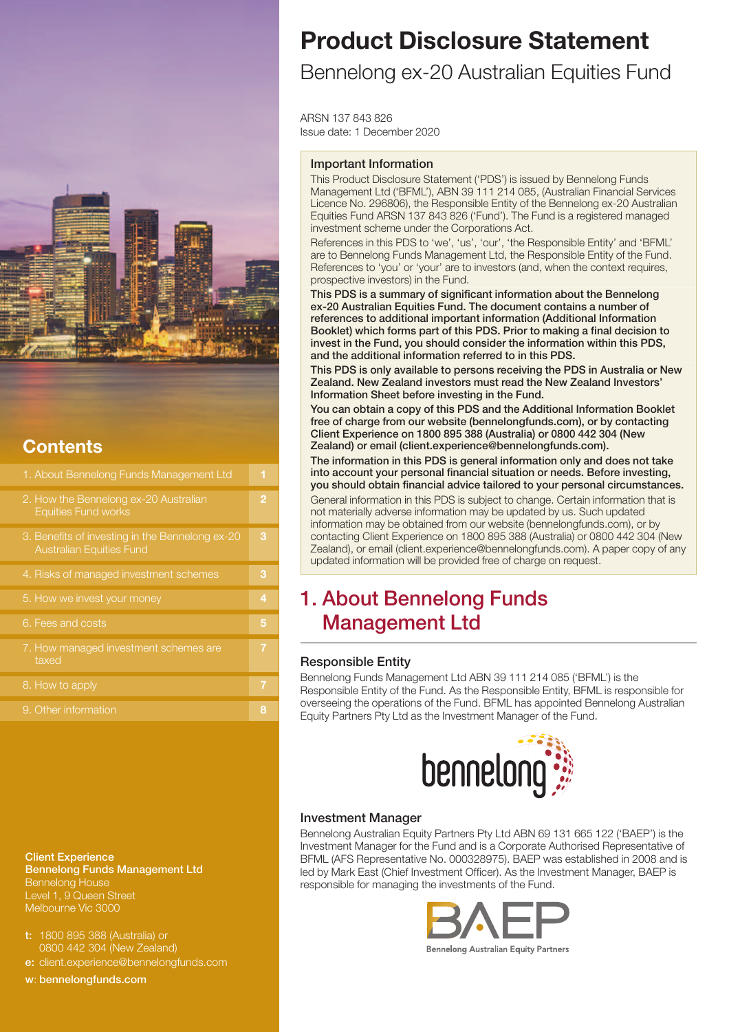# Product Disclosure Statement

Bennelong ex-20 Australian Equities Fund

ARSN 137 843 826
Issue date: 1 December 2020

## Contents

| Section | Page |
|---|---|
| 1. About Bennelong Funds Management Ltd | 1 |
| 2. How the Bennelong ex-20 Australian Equities Fund works | 2 |
| 3. Benefits of investing in the Bennelong ex-20 Australian Equities Fund | 3 |
| 4. Risks of managed investment schemes | 3 |
| 5. How we invest your money | 4 |
| 6. Fees and costs | 5 |
| 7. How managed investment schemes are taxed | 7 |
| 8. How to apply | 7 |
| 9. Other information | 8 |

**Client Experience**
**Bennelong Funds Management Ltd**
Bennelong House
Level 1, 9 Queen Street
Melbourne Vic 3000

**t:** 1800 895 388 (Australia) or 0800 442 304 (New Zealand)
**e:** client.experience@bennelongfunds.com
**w:** **bennelongfunds.com**

### Important Information

This Product Disclosure Statement ('PDS') is issued by Bennelong Funds Management Ltd ('BFML'), ABN 39 111 214 085, (Australian Financial Services Licence No. 296806), the Responsible Entity of the Bennelong ex-20 Australian Equities Fund ARSN 137 843 826 ('Fund'). The Fund is a registered managed investment scheme under the Corporations Act.

References in this PDS to 'we', 'us', 'our', 'the Responsible Entity' and 'BFML' are to Bennelong Funds Management Ltd, the Responsible Entity of the Fund. References to 'you' or 'your' are to investors (and, when the context requires, prospective investors) in the Fund.

**This PDS is a summary of significant information about the Bennelong ex-20 Australian Equities Fund. The document contains a number of references to additional important information (Additional Information Booklet) which forms part of this PDS. Prior to making a final decision to invest in the Fund, you should consider the information within this PDS, and the additional information referred to in this PDS.**

**This PDS is only available to persons receiving the PDS in Australia or New Zealand. New Zealand investors must read the New Zealand Investors' Information Sheet before investing in the Fund.**

**You can obtain a copy of this PDS and the Additional Information Booklet free of charge from our website (bennelongfunds.com), or by contacting Client Experience on 1800 895 388 (Australia) or 0800 442 304 (New Zealand) or email (client.experience@bennelongfunds.com).**

**The information in this PDS is general information only and does not take into account your personal financial situation or needs. Before investing, you should obtain financial advice tailored to your personal circumstances.**

General information in this PDS is subject to change. Certain information that is not materially adverse information may be updated by us. Such updated information may be obtained from our website (bennelongfunds.com), or by contacting Client Experience on 1800 895 388 (Australia) or 0800 442 304 (New Zealand), or email (client.experience@bennelongfunds.com). A paper copy of any updated information will be provided free of charge on request.

## 1. About Bennelong Funds Management Ltd

### Responsible Entity

Bennelong Funds Management Ltd ABN 39 111 214 085 ('BFML') is the Responsible Entity of the Fund. As the Responsible Entity, BFML is responsible for overseeing the operations of the Fund. BFML has appointed Bennelong Australian Equity Partners Pty Ltd as the Investment Manager of the Fund.

### Investment Manager

Bennelong Australian Equity Partners Pty Ltd ABN 69 131 665 122 ('BAEP') is the Investment Manager for the Fund and is a Corporate Authorised Representative of BFML (AFS Representative No. 000328975). BAEP was established in 2008 and is led by Mark East (Chief Investment Officer). As the Investment Manager, BAEP is responsible for managing the investments of the Fund.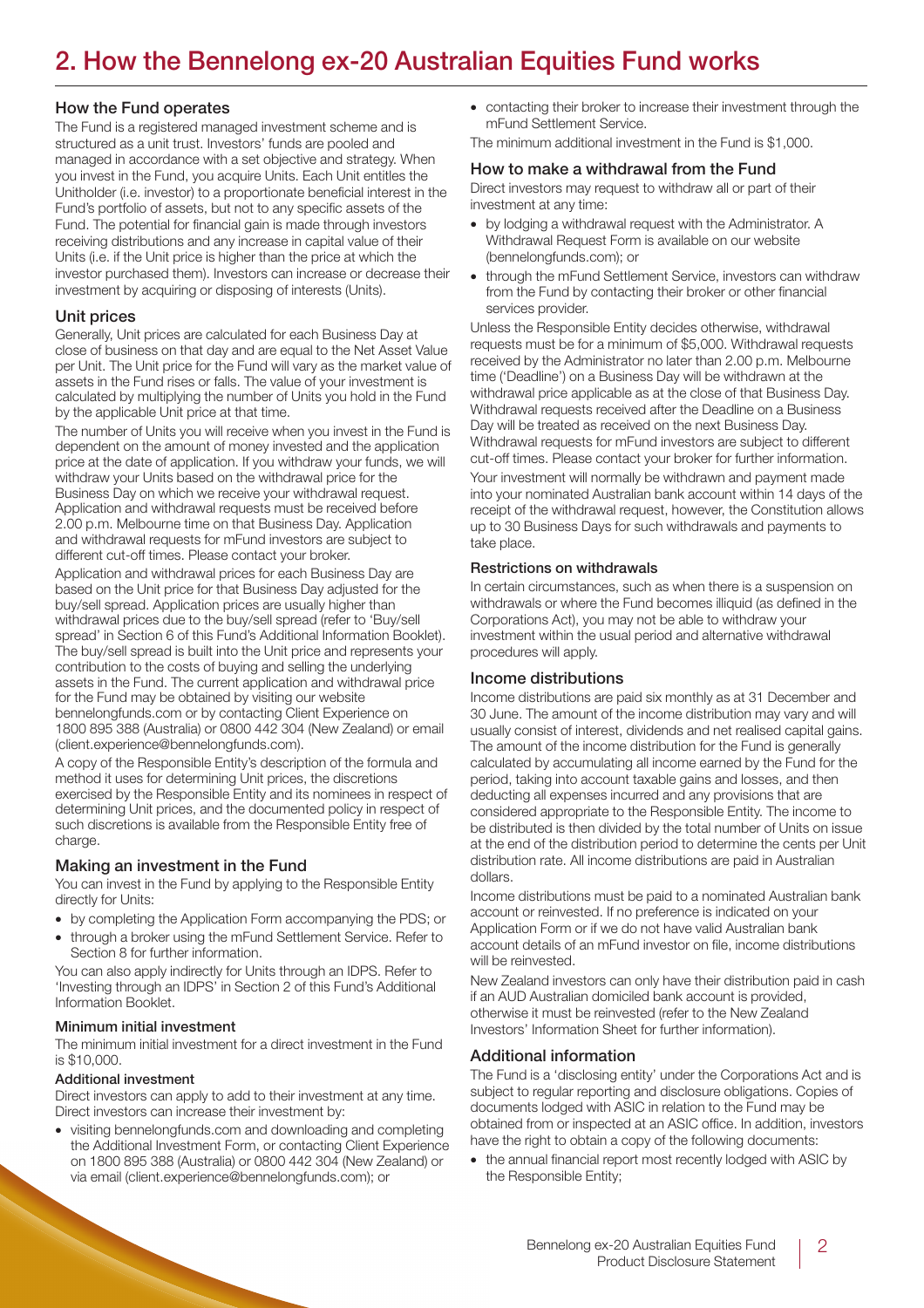# 2. How the Bennelong ex-20 Australian Equities Fund works

## How the Fund operates

The Fund is a registered managed investment scheme and is structured as a unit trust. Investors' funds are pooled and managed in accordance with a set objective and strategy. When you invest in the Fund, you acquire Units. Each Unit entitles the Unitholder (i.e. investor) to a proportionate beneficial interest in the Fund's portfolio of assets, but not to any specific assets of the Fund. The potential for financial gain is made through investors receiving distributions and any increase in capital value of their Units (i.e. if the Unit price is higher than the price at which the investor purchased them). Investors can increase or decrease their investment by acquiring or disposing of interests (Units).

## Unit prices

Generally, Unit prices are calculated for each Business Day at close of business on that day and are equal to the Net Asset Value per Unit. The Unit price for the Fund will vary as the market value of assets in the Fund rises or falls. The value of your investment is calculated by multiplying the number of Units you hold in the Fund by the applicable Unit price at that time.

The number of Units you will receive when you invest in the Fund is dependent on the amount of money invested and the application price at the date of application. If you withdraw your funds, we will withdraw your Units based on the withdrawal price for the Business Day on which we receive your withdrawal request. Application and withdrawal requests must be received before 2.00 p.m. Melbourne time on that Business Day. Application and withdrawal requests for mFund investors are subject to different cut-off times. Please contact your broker.

Application and withdrawal prices for each Business Day are based on the Unit price for that Business Day adjusted for the buy/sell spread. Application prices are usually higher than withdrawal prices due to the buy/sell spread (refer to 'Buy/sell spread' in Section 6 of this Fund's Additional Information Booklet). The buy/sell spread is built into the Unit price and represents your contribution to the costs of buying and selling the underlying assets in the Fund. The current application and withdrawal price for the Fund may be obtained by visiting our website bennelongfunds.com or by contacting Client Experience on 1800 895 388 (Australia) or 0800 442 304 (New Zealand) or email (client.experience@bennelongfunds.com).

A copy of the Responsible Entity's description of the formula and method it uses for determining Unit prices, the discretions exercised by the Responsible Entity and its nominees in respect of determining Unit prices, and the documented policy in respect of such discretions is available from the Responsible Entity free of charge.

## Making an investment in the Fund

You can invest in the Fund by applying to the Responsible Entity directly for Units:

- by completing the Application Form accompanying the PDS; or
- through a broker using the mFund Settlement Service. Refer to Section 8 for further information.

You can also apply indirectly for Units through an IDPS. Refer to 'Investing through an IDPS' in Section 2 of this Fund's Additional Information Booklet.

### Minimum initial investment

The minimum initial investment for a direct investment in the Fund is $10,000.

### Additional investment

Direct investors can apply to add to their investment at any time. Direct investors can increase their investment by:

- visiting bennelongfunds.com and downloading and completing the Additional Investment Form, or contacting Client Experience on 1800 895 388 (Australia) or 0800 442 304 (New Zealand) or via email (client.experience@bennelongfunds.com); or
- contacting their broker to increase their investment through the mFund Settlement Service.

The minimum additional investment in the Fund is $1,000.

## How to make a withdrawal from the Fund

Direct investors may request to withdraw all or part of their investment at any time:

- by lodging a withdrawal request with the Administrator. A Withdrawal Request Form is available on our website (bennelongfunds.com); or
- through the mFund Settlement Service, investors can withdraw from the Fund by contacting their broker or other financial services provider.

Unless the Responsible Entity decides otherwise, withdrawal requests must be for a minimum of $5,000. Withdrawal requests received by the Administrator no later than 2.00 p.m. Melbourne time ('Deadline') on a Business Day will be withdrawn at the withdrawal price applicable as at the close of that Business Day. Withdrawal requests received after the Deadline on a Business Day will be treated as received on the next Business Day. Withdrawal requests for mFund investors are subject to different cut-off times. Please contact your broker for further information.

Your investment will normally be withdrawn and payment made into your nominated Australian bank account within 14 days of the receipt of the withdrawal request, however, the Constitution allows up to 30 Business Days for such withdrawals and payments to take place.

### Restrictions on withdrawals

In certain circumstances, such as when there is a suspension on withdrawals or where the Fund becomes illiquid (as defined in the Corporations Act), you may not be able to withdraw your investment within the usual period and alternative withdrawal procedures will apply.

## Income distributions

Income distributions are paid six monthly as at 31 December and 30 June. The amount of the income distribution may vary and will usually consist of interest, dividends and net realised capital gains. The amount of the income distribution for the Fund is generally calculated by accumulating all income earned by the Fund for the period, taking into account taxable gains and losses, and then deducting all expenses incurred and any provisions that are considered appropriate to the Responsible Entity. The income to be distributed is then divided by the total number of Units on issue at the end of the distribution period to determine the cents per Unit distribution rate. All income distributions are paid in Australian dollars.

Income distributions must be paid to a nominated Australian bank account or reinvested. If no preference is indicated on your Application Form or if we do not have valid Australian bank account details of an mFund investor on file, income distributions will be reinvested.

New Zealand investors can only have their distribution paid in cash if an AUD Australian domiciled bank account is provided, otherwise it must be reinvested (refer to the New Zealand Investors' Information Sheet for further information).

## Additional information

The Fund is a 'disclosing entity' under the Corporations Act and is subject to regular reporting and disclosure obligations. Copies of documents lodged with ASIC in relation to the Fund may be obtained from or inspected at an ASIC office. In addition, investors have the right to obtain a copy of the following documents:

- the annual financial report most recently lodged with ASIC by the Responsible Entity;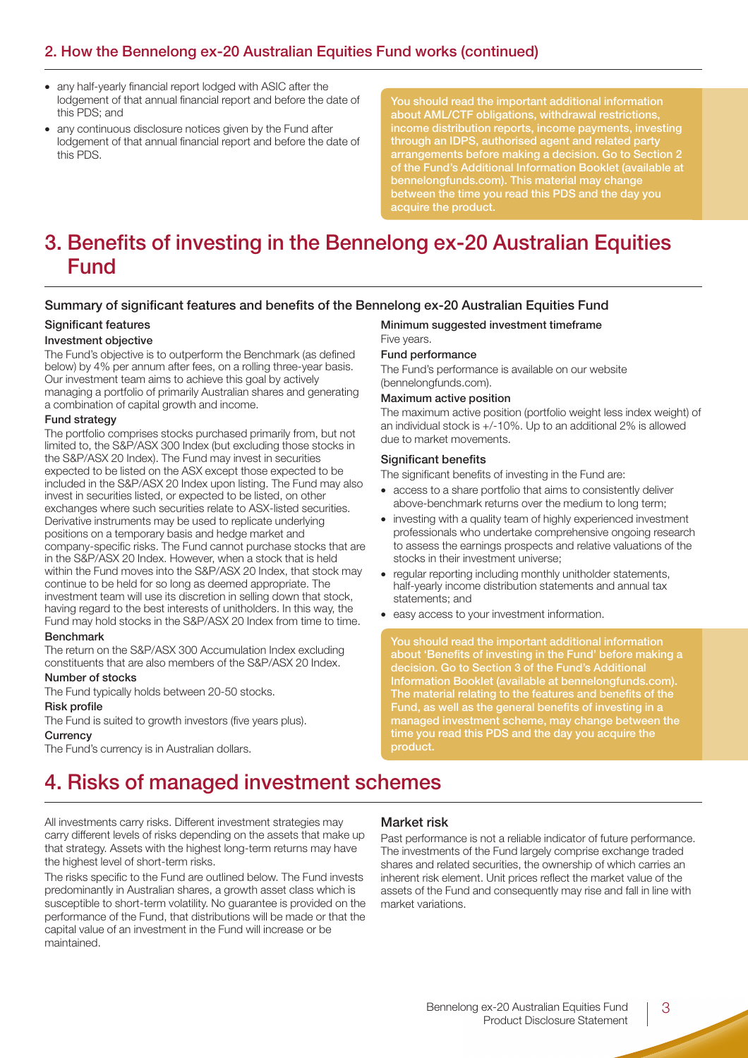## 2. How the Bennelong ex-20 Australian Equities Fund works (continued)

- any half-yearly financial report lodged with ASIC after the lodgement of that annual financial report and before the date of this PDS; and
- any continuous disclosure notices given by the Fund after lodgement of that annual financial report and before the date of this PDS.

**You should read the important additional information about AML/CTF obligations, withdrawal restrictions, income distribution reports, income payments, investing through an IDPS, authorised agent and related party arrangements before making a decision. Go to Section 2 of the Fund's Additional Information Booklet (available at bennelongfunds.com). This material may change between the time you read this PDS and the day you acquire the product.**

# 3. Benefits of investing in the Bennelong ex-20 Australian Equities Fund

### Summary of significant features and benefits of the Bennelong ex-20 Australian Equities Fund

#### Significant features

**Investment objective**

The Fund's objective is to outperform the Benchmark (as defined below) by 4% per annum after fees, on a rolling three-year basis. Our investment team aims to achieve this goal by actively managing a portfolio of primarily Australian shares and generating a combination of capital growth and income.

**Fund strategy**

The portfolio comprises stocks purchased primarily from, but not limited to, the S&P/ASX 300 Index (but excluding those stocks in the S&P/ASX 20 Index). The Fund may invest in securities expected to be listed on the ASX except those expected to be included in the S&P/ASX 20 Index upon listing. The Fund may also invest in securities listed, or expected to be listed, on other exchanges where such securities relate to ASX-listed securities. Derivative instruments may be used to replicate underlying positions on a temporary basis and hedge market and company-specific risks. The Fund cannot purchase stocks that are in the S&P/ASX 20 Index. However, when a stock that is held within the Fund moves into the S&P/ASX 20 Index, that stock may continue to be held for so long as deemed appropriate. The investment team will use its discretion in selling down that stock, having regard to the best interests of unitholders. In this way, the Fund may hold stocks in the S&P/ASX 20 Index from time to time.

**Benchmark**

The return on the S&P/ASX 300 Accumulation Index excluding constituents that are also members of the S&P/ASX 20 Index.

**Number of stocks**

The Fund typically holds between 20-50 stocks.

**Risk profile**

The Fund is suited to growth investors (five years plus).

**Currency**

The Fund's currency is in Australian dollars.

**Minimum suggested investment timeframe**

Five years.

**Fund performance**

The Fund's performance is available on our website (bennelongfunds.com).

**Maximum active position**

The maximum active position (portfolio weight less index weight) of an individual stock is +/-10%. Up to an additional 2% is allowed due to market movements.

#### Significant benefits

The significant benefits of investing in the Fund are:

- access to a share portfolio that aims to consistently deliver above-benchmark returns over the medium to long term;
- investing with a quality team of highly experienced investment professionals who undertake comprehensive ongoing research to assess the earnings prospects and relative valuations of the stocks in their investment universe;
- regular reporting including monthly unitholder statements, half-yearly income distribution statements and annual tax statements; and
- easy access to your investment information.

**You should read the important additional information about 'Benefits of investing in the Fund' before making a decision. Go to Section 3 of the Fund's Additional Information Booklet (available at bennelongfunds.com). The material relating to the features and benefits of the Fund, as well as the general benefits of investing in a managed investment scheme, may change between the time you read this PDS and the day you acquire the product.**

# 4. Risks of managed investment schemes

All investments carry risks. Different investment strategies may carry different levels of risks depending on the assets that make up that strategy. Assets with the highest long-term returns may have the highest level of short-term risks.

The risks specific to the Fund are outlined below. The Fund invests predominantly in Australian shares, a growth asset class which is susceptible to short-term volatility. No guarantee is provided on the performance of the Fund, that distributions will be made or that the capital value of an investment in the Fund will increase or be maintained.

### Market risk

Past performance is not a reliable indicator of future performance. The investments of the Fund largely comprise exchange traded shares and related securities, the ownership of which carries an inherent risk element. Unit prices reflect the market value of the assets of the Fund and consequently may rise and fall in line with market variations.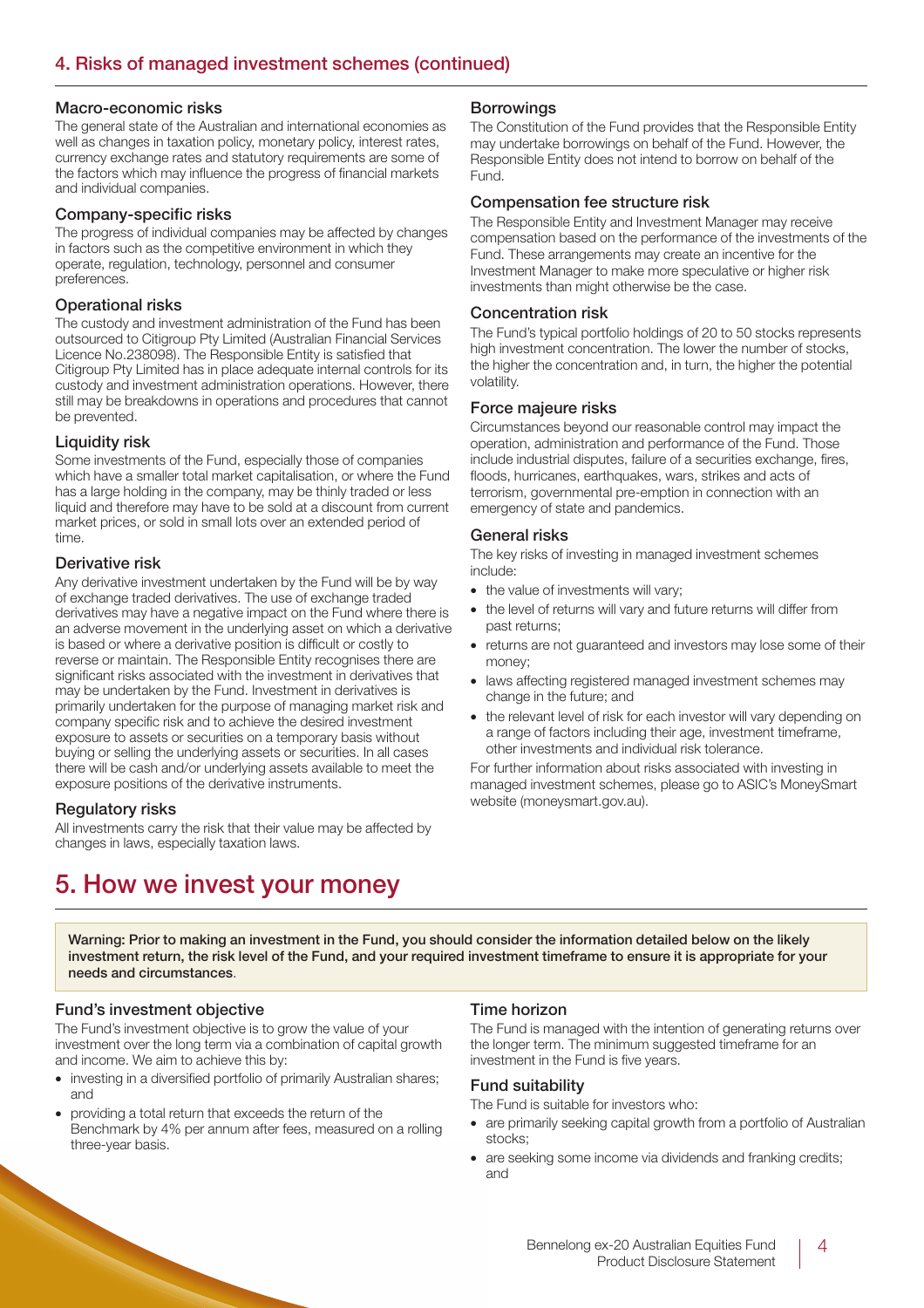## 4. Risks of managed investment schemes (continued)

### Macro-economic risks

The general state of the Australian and international economies as well as changes in taxation policy, monetary policy, interest rates, currency exchange rates and statutory requirements are some of the factors which may influence the progress of financial markets and individual companies.

### Company-specific risks

The progress of individual companies may be affected by changes in factors such as the competitive environment in which they operate, regulation, technology, personnel and consumer preferences.

### Operational risks

The custody and investment administration of the Fund has been outsourced to Citigroup Pty Limited (Australian Financial Services Licence No.238098). The Responsible Entity is satisfied that Citigroup Pty Limited has in place adequate internal controls for its custody and investment administration operations. However, there still may be breakdowns in operations and procedures that cannot be prevented.

### Liquidity risk

Some investments of the Fund, especially those of companies which have a smaller total market capitalisation, or where the Fund has a large holding in the company, may be thinly traded or less liquid and therefore may have to be sold at a discount from current market prices, or sold in small lots over an extended period of time.

### Derivative risk

Any derivative investment undertaken by the Fund will be by way of exchange traded derivatives. The use of exchange traded derivatives may have a negative impact on the Fund where there is an adverse movement in the underlying asset on which a derivative is based or where a derivative position is difficult or costly to reverse or maintain. The Responsible Entity recognises there are significant risks associated with the investment in derivatives that may be undertaken by the Fund. Investment in derivatives is primarily undertaken for the purpose of managing market risk and company specific risk and to achieve the desired investment exposure to assets or securities on a temporary basis without buying or selling the underlying assets or securities. In all cases there will be cash and/or underlying assets available to meet the exposure positions of the derivative instruments.

### Regulatory risks

All investments carry the risk that their value may be affected by changes in laws, especially taxation laws.

### Borrowings

The Constitution of the Fund provides that the Responsible Entity may undertake borrowings on behalf of the Fund. However, the Responsible Entity does not intend to borrow on behalf of the Fund.

### Compensation fee structure risk

The Responsible Entity and Investment Manager may receive compensation based on the performance of the investments of the Fund. These arrangements may create an incentive for the Investment Manager to make more speculative or higher risk investments than might otherwise be the case.

### Concentration risk

The Fund's typical portfolio holdings of 20 to 50 stocks represents high investment concentration. The lower the number of stocks, the higher the concentration and, in turn, the higher the potential volatility.

### Force majeure risks

Circumstances beyond our reasonable control may impact the operation, administration and performance of the Fund. Those include industrial disputes, failure of a securities exchange, fires, floods, hurricanes, earthquakes, wars, strikes and acts of terrorism, governmental pre-emption in connection with an emergency of state and pandemics.

### General risks

The key risks of investing in managed investment schemes include:

- the value of investments will vary;
- the level of returns will vary and future returns will differ from past returns;
- returns are not guaranteed and investors may lose some of their money;
- laws affecting registered managed investment schemes may change in the future; and
- the relevant level of risk for each investor will vary depending on a range of factors including their age, investment timeframe, other investments and individual risk tolerance.

For further information about risks associated with investing in managed investment schemes, please go to ASIC's MoneySmart website (moneysmart.gov.au).

# 5. How we invest your money

**Warning: Prior to making an investment in the Fund, you should consider the information detailed below on the likely investment return, the risk level of the Fund, and your required investment timeframe to ensure it is appropriate for your needs and circumstances**.

### Fund's investment objective

The Fund's investment objective is to grow the value of your investment over the long term via a combination of capital growth and income. We aim to achieve this by:

- investing in a diversified portfolio of primarily Australian shares; and
- providing a total return that exceeds the return of the Benchmark by 4% per annum after fees, measured on a rolling three-year basis.

### Time horizon

The Fund is managed with the intention of generating returns over the longer term. The minimum suggested timeframe for an investment in the Fund is five years.

### Fund suitability

The Fund is suitable for investors who:

- are primarily seeking capital growth from a portfolio of Australian stocks;
- are seeking some income via dividends and franking credits; and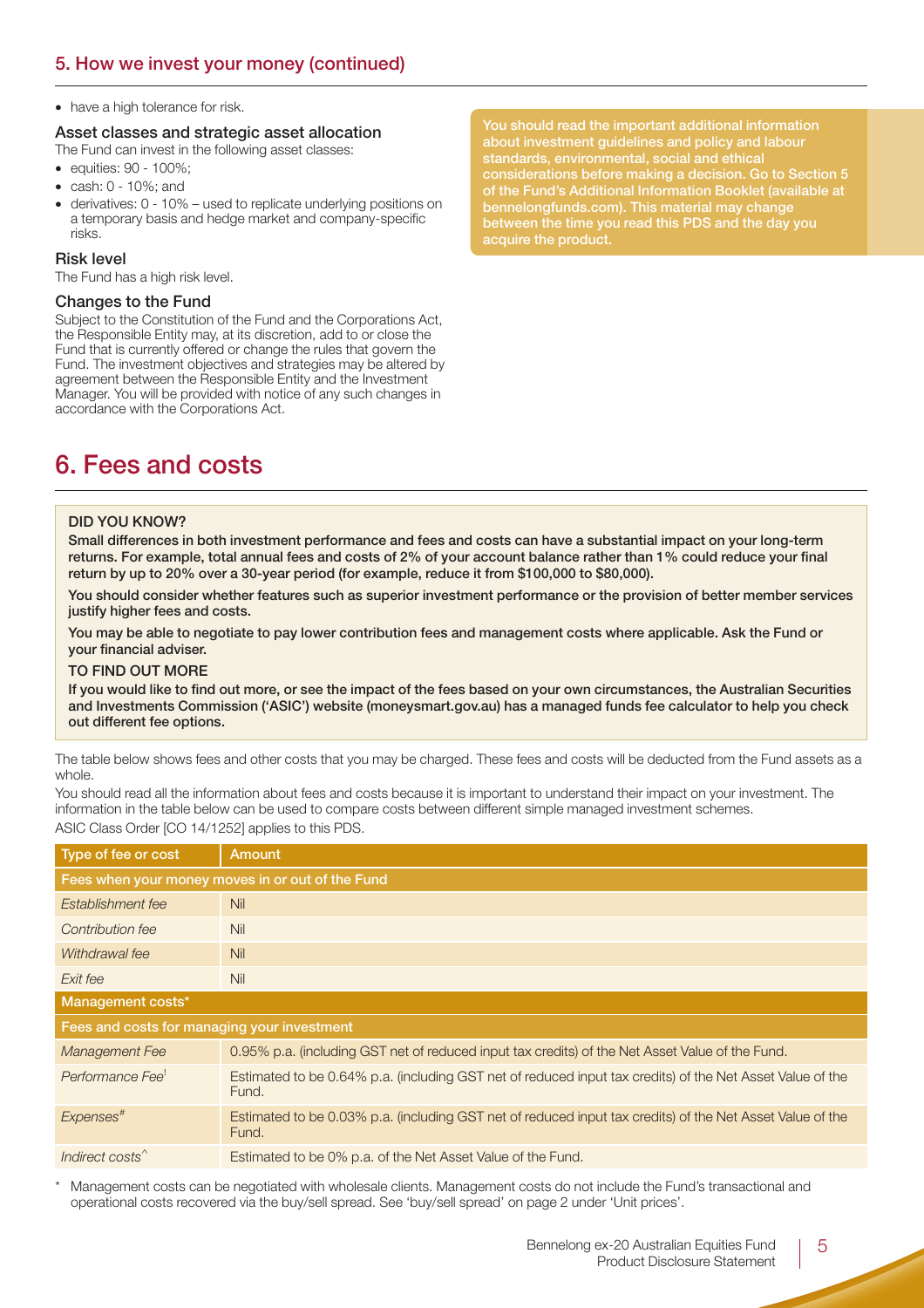## 5. How we invest your money (continued)

- have a high tolerance for risk.

### Asset classes and strategic asset allocation

The Fund can invest in the following asset classes:

- equities: 90 - 100%;
- cash: 0 - 10%; and
- derivatives: 0 - 10% – used to replicate underlying positions on a temporary basis and hedge market and company-specific risks.

### Risk level

The Fund has a high risk level.

### Changes to the Fund

Subject to the Constitution of the Fund and the Corporations Act, the Responsible Entity may, at its discretion, add to or close the Fund that is currently offered or change the rules that govern the Fund. The investment objectives and strategies may be altered by agreement between the Responsible Entity and the Investment Manager. You will be provided with notice of any such changes in accordance with the Corporations Act.

**You should read the important additional information about investment guidelines and policy and labour standards, environmental, social and ethical considerations before making a decision. Go to Section 5 of the Fund's Additional Information Booklet (available at bennelongfunds.com). This material may change between the time you read this PDS and the day you acquire the product.**

# 6. Fees and costs

**DID YOU KNOW?**

**Small differences in both investment performance and fees and costs can have a substantial impact on your long-term returns. For example, total annual fees and costs of 2% of your account balance rather than 1% could reduce your final return by up to 20% over a 30-year period (for example, reduce it from $100,000 to $80,000).**

**You should consider whether features such as superior investment performance or the provision of better member services justify higher fees and costs.**

**You may be able to negotiate to pay lower contribution fees and management costs where applicable. Ask the Fund or your financial adviser.**

**TO FIND OUT MORE**

**If you would like to find out more, or see the impact of the fees based on your own circumstances, the Australian Securities and Investments Commission ('ASIC') website (moneysmart.gov.au) has a managed funds fee calculator to help you check out different fee options.**

The table below shows fees and other costs that you may be charged. These fees and costs will be deducted from the Fund assets as a whole.

You should read all the information about fees and costs because it is important to understand their impact on your investment. The information in the table below can be used to compare costs between different simple managed investment schemes.

ASIC Class Order [CO 14/1252] applies to this PDS.

| Type of fee or cost | Amount |
|---|---|
| **Fees when your money moves in or out of the Fund** | |
| *Establishment fee* | Nil |
| *Contribution fee* | Nil |
| *Withdrawal fee* | Nil |
| *Exit fee* | Nil |
| **Management costs*** | |
| **Fees and costs for managing your investment** | |
| *Management Fee* | 0.95% p.a. (including GST net of reduced input tax credits) of the Net Asset Value of the Fund. |
| *Performance Fee*[1] | Estimated to be 0.64% p.a. (including GST net of reduced input tax credits) of the Net Asset Value of the Fund. |
| *Expenses*[#] | Estimated to be 0.03% p.a. (including GST net of reduced input tax credits) of the Net Asset Value of the Fund. |
| *Indirect costs*[^] | Estimated to be 0% p.a. of the Net Asset Value of the Fund. |

\* Management costs can be negotiated with wholesale clients. Management costs do not include the Fund's transactional and operational costs recovered via the buy/sell spread. See 'buy/sell spread' on page 2 under 'Unit prices'.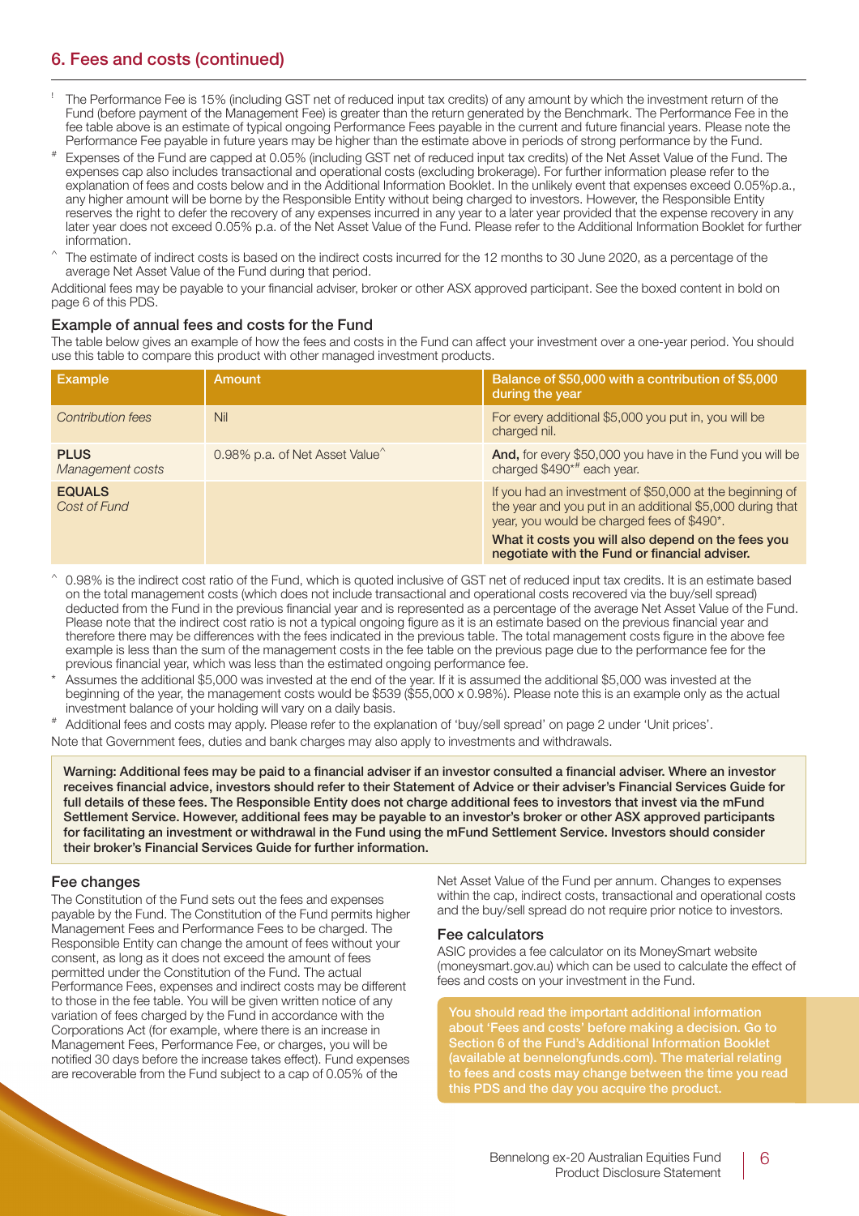## 6. Fees and costs (continued)

! The Performance Fee is 15% (including GST net of reduced input tax credits) of any amount by which the investment return of the Fund (before payment of the Management Fee) is greater than the return generated by the Benchmark. The Performance Fee in the fee table above is an estimate of typical ongoing Performance Fees payable in the current and future financial years. Please note the Performance Fee payable in future years may be higher than the estimate above in periods of strong performance by the Fund.

# Expenses of the Fund are capped at 0.05% (including GST net of reduced input tax credits) of the Net Asset Value of the Fund. The expenses cap also includes transactional and operational costs (excluding brokerage). For further information please refer to the explanation of fees and costs below and in the Additional Information Booklet. In the unlikely event that expenses exceed 0.05%p.a., any higher amount will be borne by the Responsible Entity without being charged to investors. However, the Responsible Entity reserves the right to defer the recovery of any expenses incurred in any year to a later year provided that the expense recovery in any later year does not exceed 0.05% p.a. of the Net Asset Value of the Fund. Please refer to the Additional Information Booklet for further information.

^ The estimate of indirect costs is based on the indirect costs incurred for the 12 months to 30 June 2020, as a percentage of the average Net Asset Value of the Fund during that period.

Additional fees may be payable to your financial adviser, broker or other ASX approved participant. See the boxed content in bold on page 6 of this PDS.

### Example of annual fees and costs for the Fund

The table below gives an example of how the fees and costs in the Fund can affect your investment over a one-year period. You should use this table to compare this product with other managed investment products.

| Example | Amount | Balance of $50,000 with a contribution of $5,000 during the year |
|---|---|---|
| *Contribution fees* | Nil | For every additional $5,000 you put in, you will be charged nil. |
| **PLUS** *Management costs* | 0.98% p.a. of Net Asset Value^ | **And,** for every $50,000 you have in the Fund you will be charged $490*# each year. |
| **EQUALS** *Cost of Fund* | | If you had an investment of $50,000 at the beginning of the year and you put in an additional $5,000 during that year, you would be charged fees of $490*. **What it costs you will also depend on the fees you negotiate with the Fund or financial adviser.** |

^ 0.98% is the indirect cost ratio of the Fund, which is quoted inclusive of GST net of reduced input tax credits. It is an estimate based on the total management costs (which does not include transactional and operational costs recovered via the buy/sell spread) deducted from the Fund in the previous financial year and is represented as a percentage of the average Net Asset Value of the Fund. Please note that the indirect cost ratio is not a typical ongoing figure as it is an estimate based on the previous financial year and therefore there may be differences with the fees indicated in the previous table. The total management costs figure in the above fee example is less than the sum of the management costs in the fee table on the previous page due to the performance fee for the previous financial year, which was less than the estimated ongoing performance fee.

\* Assumes the additional $5,000 was invested at the end of the year. If it is assumed the additional $5,000 was invested at the beginning of the year, the management costs would be $539 ($55,000 x 0.98%). Please note this is an example only as the actual investment balance of your holding will vary on a daily basis.

# Additional fees and costs may apply. Please refer to the explanation of 'buy/sell spread' on page 2 under 'Unit prices'.

Note that Government fees, duties and bank charges may also apply to investments and withdrawals.

**Warning: Additional fees may be paid to a financial adviser if an investor consulted a financial adviser. Where an investor receives financial advice, investors should refer to their Statement of Advice or their adviser's Financial Services Guide for full details of these fees. The Responsible Entity does not charge additional fees to investors that invest via the mFund Settlement Service. However, additional fees may be payable to an investor's broker or other ASX approved participants for facilitating an investment or withdrawal in the Fund using the mFund Settlement Service. Investors should consider their broker's Financial Services Guide for further information.**

### Fee changes

The Constitution of the Fund sets out the fees and expenses payable by the Fund. The Constitution of the Fund permits higher Management Fees and Performance Fees to be charged. The Responsible Entity can change the amount of fees without your consent, as long as it does not exceed the amount of fees permitted under the Constitution of the Fund. The actual Performance Fees, expenses and indirect costs may be different to those in the fee table. You will be given written notice of any variation of fees charged by the Fund in accordance with the Corporations Act (for example, where there is an increase in Management Fees, Performance Fee, or charges, you will be notified 30 days before the increase takes effect). Fund expenses are recoverable from the Fund subject to a cap of 0.05% of the Net Asset Value of the Fund per annum. Changes to expenses within the cap, indirect costs, transactional and operational costs and the buy/sell spread do not require prior notice to investors.

### Fee calculators

ASIC provides a fee calculator on its MoneySmart website (moneysmart.gov.au) which can be used to calculate the effect of fees and costs on your investment in the Fund.

**You should read the important additional information about 'Fees and costs' before making a decision. Go to Section 6 of the Fund's Additional Information Booklet (available at bennelongfunds.com). The material relating to fees and costs may change between the time you read this PDS and the day you acquire the product.**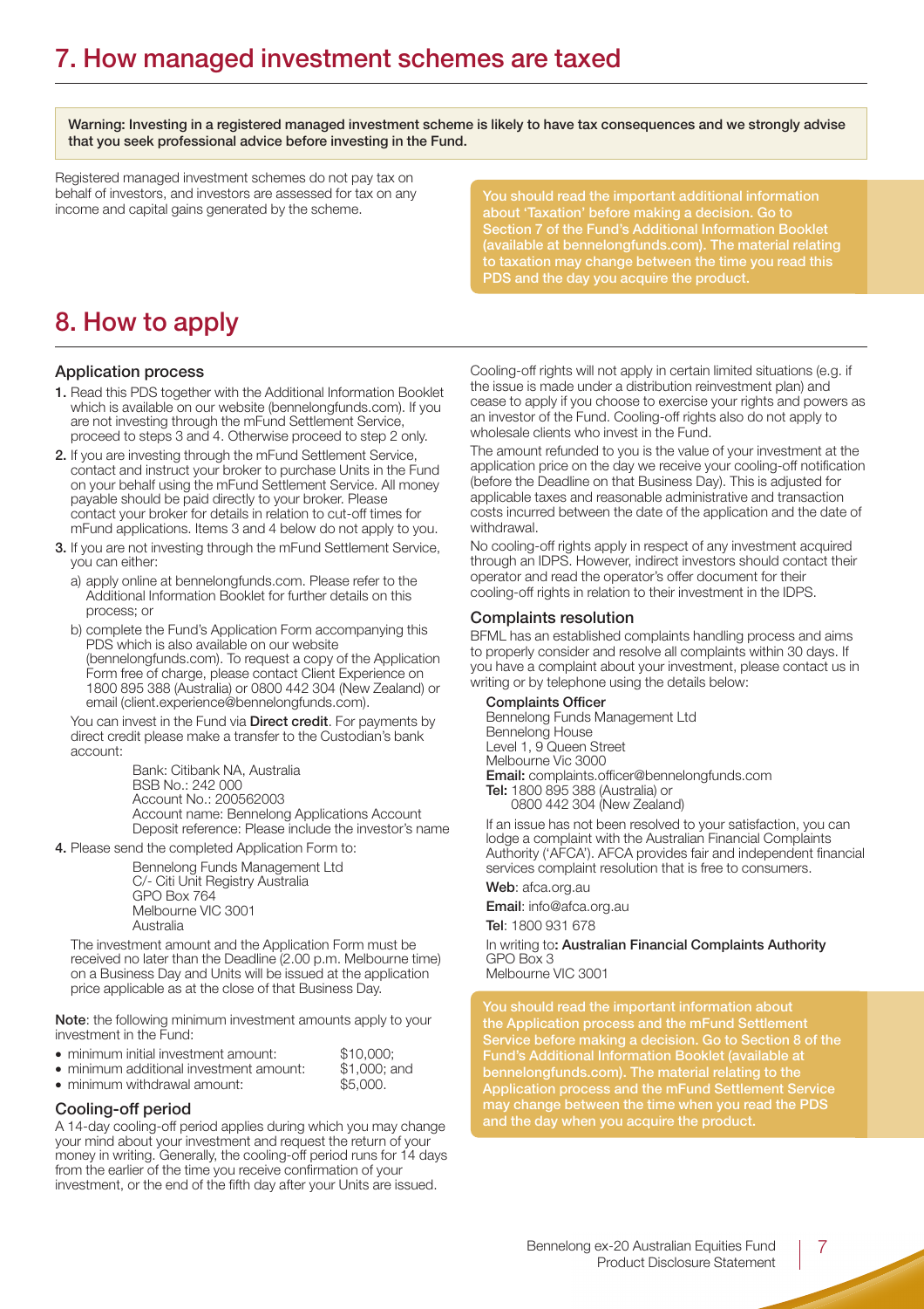# 7. How managed investment schemes are taxed

**Warning: Investing in a registered managed investment scheme is likely to have tax consequences and we strongly advise that you seek professional advice before investing in the Fund.**

Registered managed investment schemes do not pay tax on behalf of investors, and investors are assessed for tax on any income and capital gains generated by the scheme.

**You should read the important additional information about 'Taxation' before making a decision. Go to Section 7 of the Fund's Additional Information Booklet (available at bennelongfunds.com). The material relating to taxation may change between the time you read this PDS and the day you acquire the product.**

# 8. How to apply

## Application process

1. Read this PDS together with the Additional Information Booklet which is available on our website (bennelongfunds.com). If you are not investing through the mFund Settlement Service, proceed to steps 3 and 4. Otherwise proceed to step 2 only.
2. If you are investing through the mFund Settlement Service, contact and instruct your broker to purchase Units in the Fund on your behalf using the mFund Settlement Service. All money payable should be paid directly to your broker. Please contact your broker for details in relation to cut-off times for mFund applications. Items 3 and 4 below do not apply to you.
3. If you are not investing through the mFund Settlement Service, you can either:
   a) apply online at bennelongfunds.com. Please refer to the Additional Information Booklet for further details on this process; or
   b) complete the Fund's Application Form accompanying this PDS which is also available on our website (bennelongfunds.com). To request a copy of the Application Form free of charge, please contact Client Experience on 1800 895 388 (Australia) or 0800 442 304 (New Zealand) or email (client.experience@bennelongfunds.com).

   You can invest in the Fund via **Direct credit**. For payments by direct credit please make a transfer to the Custodian's bank account:

   Bank: Citibank NA, Australia
   BSB No.: 242 000
   Account No.: 200562003
   Account name: Bennelong Applications Account
   Deposit reference: Please include the investor's name

4. Please send the completed Application Form to:

   Bennelong Funds Management Ltd
   C/- Citi Unit Registry Australia
   GPO Box 764
   Melbourne VIC 3001
   Australia

   The investment amount and the Application Form must be received no later than the Deadline (2.00 p.m. Melbourne time) on a Business Day and Units will be issued at the application price applicable as at the close of that Business Day.

**Note**: the following minimum investment amounts apply to your investment in the Fund:

- minimum initial investment amount: $10,000;
- minimum additional investment amount: $1,000; and
- minimum withdrawal amount: $5,000.

## Cooling-off period

A 14-day cooling-off period applies during which you may change your mind about your investment and request the return of your money in writing. Generally, the cooling-off period runs for 14 days from the earlier of the time you receive confirmation of your investment, or the end of the fifth day after your Units are issued.

Cooling-off rights will not apply in certain limited situations (e.g. if the issue is made under a distribution reinvestment plan) and cease to apply if you choose to exercise your rights and powers as an investor of the Fund. Cooling-off rights also do not apply to wholesale clients who invest in the Fund.

The amount refunded to you is the value of your investment at the application price on the day we receive your cooling-off notification (before the Deadline on that Business Day). This is adjusted for applicable taxes and reasonable administrative and transaction costs incurred between the date of the application and the date of withdrawal.

No cooling-off rights apply in respect of any investment acquired through an IDPS. However, indirect investors should contact their operator and read the operator's offer document for their cooling-off rights in relation to their investment in the IDPS.

## Complaints resolution

BFML has an established complaints handling process and aims to properly consider and resolve all complaints within 30 days. If you have a complaint about your investment, please contact us in writing or by telephone using the details below:

**Complaints Officer**
Bennelong Funds Management Ltd
Bennelong House
Level 1, 9 Queen Street
Melbourne Vic 3000
**Email:** complaints.officer@bennelongfunds.com
**Tel:** 1800 895 388 (Australia) or 0800 442 304 (New Zealand)

If an issue has not been resolved to your satisfaction, you can lodge a complaint with the Australian Financial Complaints Authority ('AFCA'). AFCA provides fair and independent financial services complaint resolution that is free to consumers.

**Web**: afca.org.au

**Email**: info@afca.org.au

**Tel**: 1800 931 678

In writing to: **Australian Financial Complaints Authority**
GPO Box 3
Melbourne VIC 3001

**You should read the important information about the Application process and the mFund Settlement Service before making a decision. Go to Section 8 of the Fund's Additional Information Booklet (available at bennelongfunds.com). The material relating to the Application process and the mFund Settlement Service may change between the time when you read the PDS and the day when you acquire the product.**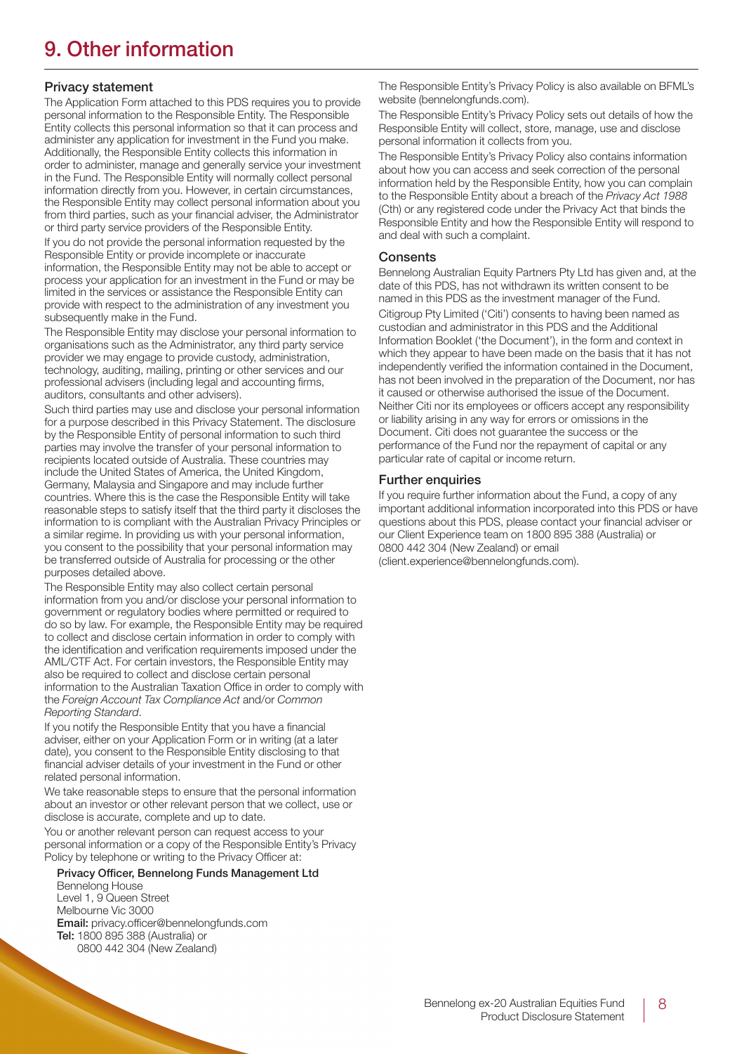# 9. Other information

## Privacy statement

The Application Form attached to this PDS requires you to provide personal information to the Responsible Entity. The Responsible Entity collects this personal information so that it can process and administer any application for investment in the Fund you make. Additionally, the Responsible Entity collects this information in order to administer, manage and generally service your investment in the Fund. The Responsible Entity will normally collect personal information directly from you. However, in certain circumstances, the Responsible Entity may collect personal information about you from third parties, such as your financial adviser, the Administrator or third party service providers of the Responsible Entity.

If you do not provide the personal information requested by the Responsible Entity or provide incomplete or inaccurate information, the Responsible Entity may not be able to accept or process your application for an investment in the Fund or may be limited in the services or assistance the Responsible Entity can provide with respect to the administration of any investment you subsequently make in the Fund.

The Responsible Entity may disclose your personal information to organisations such as the Administrator, any third party service provider we may engage to provide custody, administration, technology, auditing, mailing, printing or other services and our professional advisers (including legal and accounting firms, auditors, consultants and other advisers).

Such third parties may use and disclose your personal information for a purpose described in this Privacy Statement. The disclosure by the Responsible Entity of personal information to such third parties may involve the transfer of your personal information to recipients located outside of Australia. These countries may include the United States of America, the United Kingdom, Germany, Malaysia and Singapore and may include further countries. Where this is the case the Responsible Entity will take reasonable steps to satisfy itself that the third party it discloses the information to is compliant with the Australian Privacy Principles or a similar regime. In providing us with your personal information, you consent to the possibility that your personal information may be transferred outside of Australia for processing or the other purposes detailed above.

The Responsible Entity may also collect certain personal information from you and/or disclose your personal information to government or regulatory bodies where permitted or required to do so by law. For example, the Responsible Entity may be required to collect and disclose certain information in order to comply with the identification and verification requirements imposed under the AML/CTF Act. For certain investors, the Responsible Entity may also be required to collect and disclose certain personal information to the Australian Taxation Office in order to comply with the *Foreign Account Tax Compliance Act* and/or *Common Reporting Standard*.

If you notify the Responsible Entity that you have a financial adviser, either on your Application Form or in writing (at a later date), you consent to the Responsible Entity disclosing to that financial adviser details of your investment in the Fund or other related personal information.

We take reasonable steps to ensure that the personal information about an investor or other relevant person that we collect, use or disclose is accurate, complete and up to date.

You or another relevant person can request access to your personal information or a copy of the Responsible Entity's Privacy Policy by telephone or writing to the Privacy Officer at:

**Privacy Officer, Bennelong Funds Management Ltd**
Bennelong House
Level 1, 9 Queen Street
Melbourne Vic 3000
**Email:** privacy.officer@bennelongfunds.com
**Tel:** 1800 895 388 (Australia) or
0800 442 304 (New Zealand)

The Responsible Entity's Privacy Policy is also available on BFML's website (bennelongfunds.com).

The Responsible Entity's Privacy Policy sets out details of how the Responsible Entity will collect, store, manage, use and disclose personal information it collects from you.

The Responsible Entity's Privacy Policy also contains information about how you can access and seek correction of the personal information held by the Responsible Entity, how you can complain to the Responsible Entity about a breach of the *Privacy Act 1988* (Cth) or any registered code under the Privacy Act that binds the Responsible Entity and how the Responsible Entity will respond to and deal with such a complaint.

## Consents

Bennelong Australian Equity Partners Pty Ltd has given and, at the date of this PDS, has not withdrawn its written consent to be named in this PDS as the investment manager of the Fund.

Citigroup Pty Limited ('Citi') consents to having been named as custodian and administrator in this PDS and the Additional Information Booklet ('the Document'), in the form and context in which they appear to have been made on the basis that it has not independently verified the information contained in the Document, has not been involved in the preparation of the Document, nor has it caused or otherwise authorised the issue of the Document. Neither Citi nor its employees or officers accept any responsibility or liability arising in any way for errors or omissions in the Document. Citi does not guarantee the success or the performance of the Fund nor the repayment of capital or any particular rate of capital or income return.

## Further enquiries

If you require further information about the Fund, a copy of any important additional information incorporated into this PDS or have questions about this PDS, please contact your financial adviser or our Client Experience team on 1800 895 388 (Australia) or 0800 442 304 (New Zealand) or email (client.experience@bennelongfunds.com).